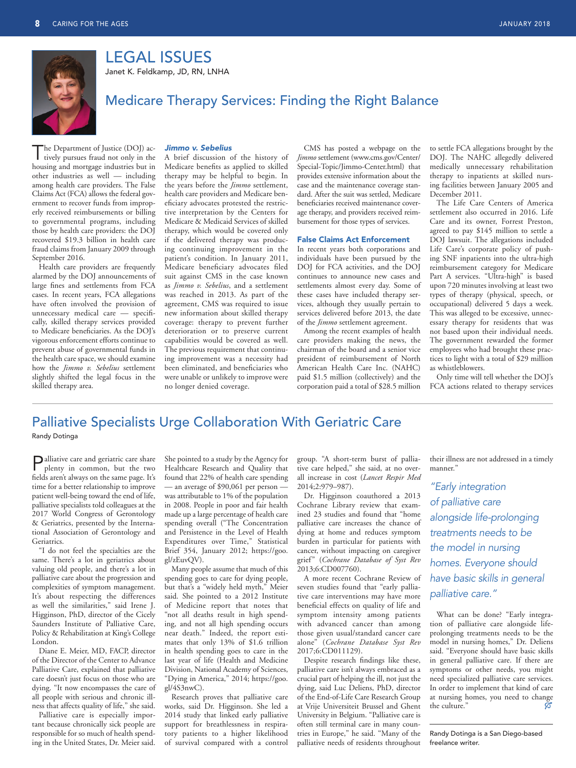# LEGAL ISSUES

Janet K. Feldkamp, JD, RN, LNHA

## Medicare Therapy Services: Finding the Right Balance

The Department of Justice (DOJ) actively pursues fraud not only in the housing and mortgage industries but in other industries as well — including among health care providers. The False Claims Act (FCA) allows the federal government to recover funds from improperly received reimbursements or billing to governmental programs, including those by health care providers: the DOJ recovered $19.3 billion in health care fraud claims from January 2009 through September 2016.

Health care providers are frequently alarmed by the DOJ announcements of large fines and settlements from FCA cases. In recent years, FCA allegations have often involved the provision of unnecessary medical care — specifically, skilled therapy services provided to Medicare beneficiaries. As the DOJ's vigorous enforcement efforts continue to prevent abuse of governmental funds in the health care space, we should examine how the *Jimmo v. Sebelius* settlement slightly shifted the legal focus in the skilled therapy area.

### *Jimmo v. Sebelius*

A brief discussion of the history of Medicare benefits as applied to skilled therapy may be helpful to begin. In the years before the *Jimmo* settlement, health care providers and Medicare beneficiary advocates protested the restrictive interpretation by the Centers for Medicare & Medicaid Services of skilled therapy, which would be covered only if the delivered therapy was producing continuing improvement in the patient's condition. In January 2011, Medicare beneficiary advocates filed suit against CMS in the case known as *Jimmo v. Sebelius*, and a settlement was reached in 2013. As part of the agreement, CMS was required to issue new information about skilled therapy coverage: therapy to prevent further deterioration or to preserve current capabilities would be covered as well. The previous requirement that continuing improvement was a necessity had been eliminated, and beneficiaries who were unable or unlikely to improve were no longer denied coverage.

CMS has posted a webpage on the *Jimmo* settlement (www.cms.gov/Center/Special-Topic/Jimmo-Center.html) that provides extensive information about the case and the maintenance coverage standard. After the suit was settled, Medicare beneficiaries received maintenance coverage therapy, and providers received reimbursement for those types of services.

### False Claims Act Enforcement

In recent years both corporations and individuals have been pursued by the DOJ for FCA activities, and the DOJ continues to announce new cases and settlements almost every day. Some of these cases have included therapy services, although they usually pertain to services delivered before 2013, the date of the *Jimmo* settlement agreement.

Among the recent examples of health care providers making the news, the chairman of the board and a senior vice president of reimbursement of North American Health Care Inc. (NAHC) paid $1.5 million (collectively) and the corporation paid a total of $28.5 million to settle FCA allegations brought by the DOJ. The NAHC allegedly delivered medically unnecessary rehabilitation therapy to inpatients at skilled nursing facilities between January 2005 and December 2011.

The Life Care Centers of America settlement also occurred in 2016. Life Care and its owner, Forrest Preston, agreed to pay $145 million to settle a DOJ lawsuit. The allegations included Life Care's corporate policy of pushing SNF inpatients into the ultra-high reimbursement category for Medicare Part A services. "Ultra-high" is based upon 720 minutes involving at least two types of therapy (physical, speech, or occupational) delivered 5 days a week. This was alleged to be excessive, unnecessary therapy for residents that was not based upon their individual needs. The government rewarded the former employees who had brought these practices to light with a total of $29 million as whistleblowers.

Only time will tell whether the DOJ's FCA actions related to therapy services

## Palliative Specialists Urge Collaboration With Geriatric Care

Randy Dotinga

Palliative care and geriatric care share plenty in common, but the two fields aren't always on the same page. It's time for a better relationship to improve patient well-being toward the end of life, palliative specialists told colleagues at the 2017 World Congress of Gerontology & Geriatrics, presented by the International Association of Gerontology and Geriatrics.

"I do not feel the specialties are the same. There's a lot in geriatrics about valuing old people, and there's a lot in palliative care about the progression and complexities of symptom management. It's about respecting the differences as well the similarities," said Irene J. Higginson, PhD, director of the Cicely Saunders Institute of Palliative Care, Policy & Rehabilitation at King's College London.

Diane E. Meier, MD, FACP, director of the Director of the Center to Advance Palliative Care, explained that palliative care doesn't just focus on those who are dying. "It now encompasses the care of all people with serious and chronic illness that affects quality of life," she said.

Palliative care is especially important because chronically sick people are responsible for so much of health spending in the United States, Dr. Meier said. She pointed to a study by the Agency for Healthcare Research and Quality that found that 22% of health care spending — an average of $90,061 per person — was attributable to 1% of the population in 2008. People in poor and fair health made up a large percentage of health care spending overall ("The Concentration and Persistence in the Level of Health Expenditures over Time," Statistical Brief 354, January 2012; https://goo.gl/zEuvQV).

Many people assume that much of this spending goes to care for dying people, but that's a "widely held myth," Meier said. She pointed to a 2012 Institute of Medicine report that notes that "not all deaths result in high spending, and not all high spending occurs near death." Indeed, the report estimates that only 13% of $1.6 trillion in health spending goes to care in the last year of life (Health and Medicine Division, National Academy of Sciences, "Dying in America," 2014; https://goo.gl/4S3nwC).

Research proves that palliative care works, said Dr. Higginson. She led a 2014 study that linked early palliative support for breathlessness in respiratory patients to a higher likelihood of survival compared with a control group. "A short-term burst of palliative care helped," she said, at no overall increase in cost (*Lancet Respir Med* 2014;2:979–987).

Dr. Higginson coauthored a 2013 Cochrane Library review that examined 23 studies and found that "home palliative care increases the chance of dying at home and reduces symptom burden in particular for patients with cancer, without impacting on caregiver grief" (*Cochrane Database of Syst Rev* 2013;6:CD007760).

A more recent Cochrane Review of seven studies found that "early palliative care interventions may have more beneficial effects on quality of life and symptom intensity among patients with advanced cancer than among those given usual/standard cancer care alone" (*Cochrane Database Syst Rev* 2017;6:CD011129).

Despite research findings like these, palliative care isn't always embraced as a crucial part of helping the ill, not just the dying, said Luc Deliens, PhD, director of the End-of-Life Care Research Group at Vrije Universiteit Brussel and Ghent University in Belgium. "Palliative care is often still terminal care in many countries in Europe," he said. "Many of the palliative needs of residents throughout their illness are not addressed in a timely manner."

> *"Early integration of palliative care alongside life-prolonging treatments needs to be the model in nursing homes. Everyone should have basic skills in general palliative care."*

What can be done? "Early integration of palliative care alongside life-prolonging treatments needs to be the model in nursing homes," Dr. Deliens said. "Everyone should have basic skills in general palliative care. If there are symptoms or other needs, you might need specialized palliative care services. In order to implement that kind of care at nursing homes, you need to change the culture."

Randy Dotinga is a San Diego-based freelance writer.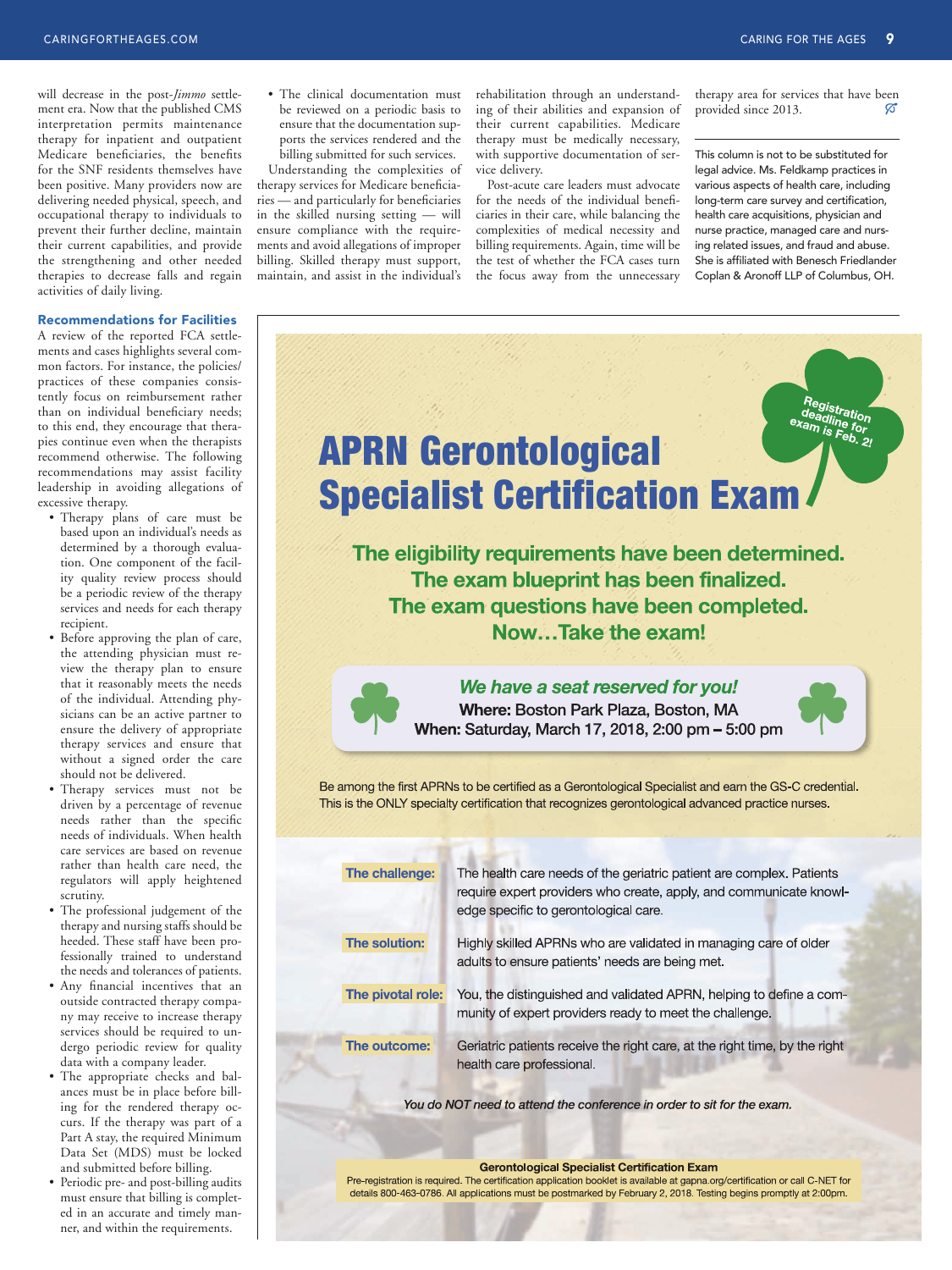will decrease in the post-*Jimmo* settlement era. Now that the published CMS interpretation permits maintenance therapy for inpatient and outpatient Medicare beneficiaries, the benefits for the SNF residents themselves have been positive. Many providers now are delivering needed physical, speech, and occupational therapy to individuals to prevent their further decline, maintain their current capabilities, and provide the strengthening and other needed therapies to decrease falls and regain activities of daily living.

### Recommendations for Facilities

A review of the reported FCA settlements and cases highlights several common factors. For instance, the policies/practices of these companies consistently focus on reimbursement rather than on individual beneficiary needs; to this end, they encourage that therapies continue even when the therapists recommend otherwise. The following recommendations may assist facility leadership in avoiding allegations of excessive therapy.

- Therapy plans of care must be based upon an individual's needs as determined by a thorough evaluation. One component of the facility quality review process should be a periodic review of the therapy services and needs for each therapy recipient.
- Before approving the plan of care, the attending physician must review the therapy plan to ensure that it reasonably meets the needs of the individual. Attending physicians can be an active partner to ensure the delivery of appropriate therapy services and ensure that without a signed order the care should not be delivered.
- Therapy services must not be driven by a percentage of revenue needs rather than the specific needs of individuals. When health care services are based on revenue rather than health care need, the regulators will apply heightened scrutiny.
- The professional judgement of the therapy and nursing staffs should be heeded. These staff have been professionally trained to understand the needs and tolerances of patients.
- Any financial incentives that an outside contracted therapy company may receive to increase therapy services should be required to undergo periodic review for quality data with a company leader.
- The appropriate checks and balances must be in place before billing for the rendered therapy occurs. If the therapy was part of a Part A stay, the required Minimum Data Set (MDS) must be locked and submitted before billing.
- Periodic pre- and post-billing audits must ensure that billing is completed in an accurate and timely manner, and within the requirements.
- The clinical documentation must be reviewed on a periodic basis to ensure that the documentation supports the services rendered and the billing submitted for such services.

Understanding the complexities of therapy services for Medicare beneficiaries — and particularly for beneficiaries in the skilled nursing setting — will ensure compliance with the requirements and avoid allegations of improper billing. Skilled therapy must support, maintain, and assist in the individual's rehabilitation through an understanding of their abilities and expansion of their current capabilities. Medicare therapy must be medically necessary, with supportive documentation of service delivery.

Post-acute care leaders must advocate for the needs of the individual beneficiaries in their care, while balancing the complexities of medical necessity and billing requirements. Again, time will be the test of whether the FCA cases turn the focus away from the unnecessary therapy area for services that have been provided since 2013.

---

This column is not to be substituted for legal advice. Ms. Feldkamp practices in various aspects of health care, including long-term care survey and certification, health care acquisitions, physician and nurse practice, managed care and nursing related issues, and fraud and abuse. She is affiliated with Benesch Friedlander Coplan & Aronoff LLP of Columbus, OH.

---

# APRN Gerontological Specialist Certification Exam

Registration deadline for exam is Feb. 2!

**The eligibility requirements have been determined.**
**The exam blueprint has been finalized.**
**The exam questions have been completed.**
**Now…Take the exam!**

***We have a seat reserved for you!***
**Where:** Boston Park Plaza, Boston, MA
**When:** Saturday, March 17, 2018, 2:00 pm – 5:00 pm

Be among the first APRNs to be certified as a Gerontological Specialist and earn the GS-C credential. This is the ONLY specialty certification that recognizes gerontological advanced practice nurses.

**The challenge:** The health care needs of the geriatric patient are complex. Patients require expert providers who create, apply, and communicate knowledge specific to gerontological care.

**The solution:** Highly skilled APRNs who are validated in managing care of older adults to ensure patients' needs are being met.

**The pivotal role:** You, the distinguished and validated APRN, helping to define a community of expert providers ready to meet the challenge.

**The outcome:** Geriatric patients receive the right care, at the right time, by the right health care professional.

***You do NOT need to attend the conference in order to sit for the exam.***

**Gerontological Specialist Certification Exam**
Pre-registration is required. The certification application booklet is available at gapna.org/certification or call C-NET for details 800-463-0786. All applications must be postmarked by February 2, 2018. Testing begins promptly at 2:00pm.